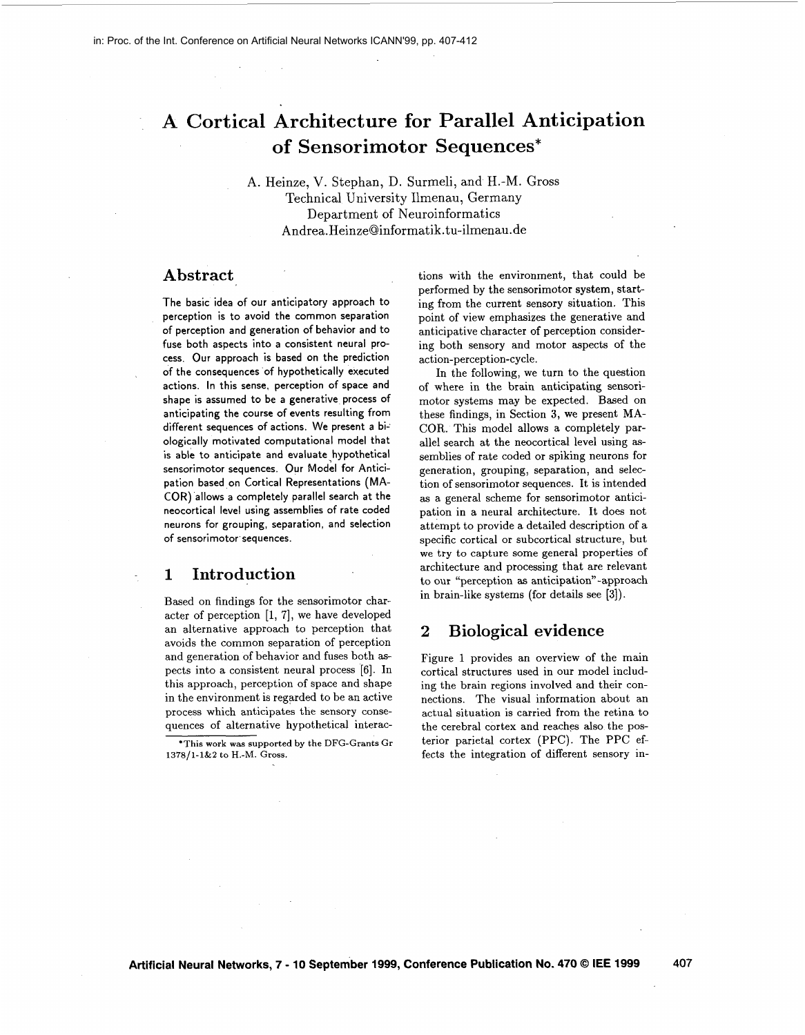# A Cortical Architecture for Parallel Anticipation of Sensorimotor Sequences*

A. Heinze, V. Stephan, D. Surmeli, and H.-M. Gross
Technical University Ilmenau, Germany
Department of Neuroinformatics
Andrea.Heinze@informatik.tu-ilmenau.de

## Abstract

The basic idea of our anticipatory approach to perception is to avoid the common separation of perception and generation of behavior and to fuse both aspects into a consistent neural process. Our approach is based on the prediction of the consequences of hypothetically executed actions. In this sense, perception of space and shape is assumed to be a generative process of anticipating the course of events resulting from different sequences of actions. We present a biologically motivated computational model that is able to anticipate and evaluate hypothetical sensorimotor sequences. Our Model for Anticipation based on Cortical Representations (MACOR) allows a completely parallel search at the neocortical level using assemblies of rate coded neurons for grouping, separation, and selection of sensorimotor sequences.

## 1 Introduction

Based on findings for the sensorimotor character of perception [1, 7], we have developed an alternative approach to perception that avoids the common separation of perception and generation of behavior and fuses both aspects into a consistent neural process [6]. In this approach, perception of space and shape in the environment is regarded to be an active process which anticipates the sensory consequences of alternative hypothetical interactions with the environment, that could be performed by the sensorimotor system, starting from the current sensory situation. This point of view emphasizes the generative and anticipative character of perception considering both sensory and motor aspects of the action-perception-cycle.

In the following, we turn to the question of where in the brain anticipating sensorimotor systems may be expected. Based on these findings, in Section 3, we present MACOR. This model allows a completely parallel search at the neocortical level using assemblies of rate coded or spiking neurons for generation, grouping, separation, and selection of sensorimotor sequences. It is intended as a general scheme for sensorimotor anticipation in a neural architecture. It does not attempt to provide a detailed description of a specific cortical or subcortical structure, but we try to capture some general properties of architecture and processing that are relevant to our "perception as anticipation"-approach in brain-like systems (for details see [3]).

## 2 Biological evidence

Figure 1 provides an overview of the main cortical structures used in our model including the brain regions involved and their connections. The visual information about an actual situation is carried from the retina to the cerebral cortex and reaches also the posterior parietal cortex (PPC). The PPC effects the integration of different sensory in-

*This work was supported by the DFG-Grants Gr 1378/1-1&2 to H.-M. Gross.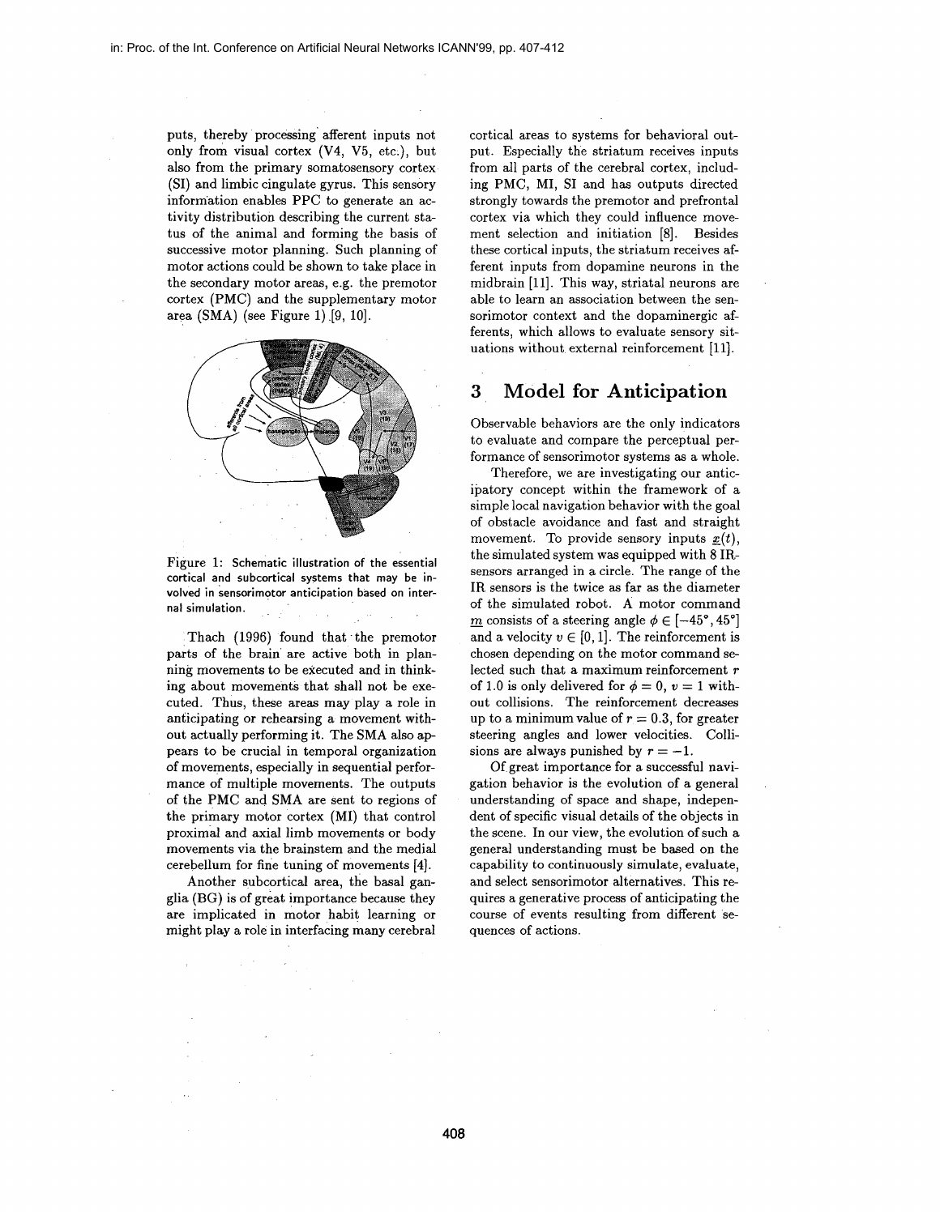puts, thereby processing afferent inputs not only from visual cortex (V4, V5, etc.), but also from the primary somatosensory cortex (SI) and limbic cingulate gyrus. This sensory information enables PPC to generate an activity distribution describing the current status of the animal and forming the basis of successive motor planning. Such planning of motor actions could be shown to take place in the secondary motor areas, e.g. the premotor cortex (PMC) and the supplementary motor area (SMA) (see Figure 1) [9, 10].

Figure 1: Schematic illustration of the essential cortical and subcortical systems that may be involved in sensorimotor anticipation based on internal simulation.

Thach (1996) found that the premotor parts of the brain are active both in planning movements to be executed and in thinking about movements that shall not be executed. Thus, these areas may play a role in anticipating or rehearsing a movement without actually performing it. The SMA also appears to be crucial in temporal organization of movements, especially in sequential performance of multiple movements. The outputs of the PMC and SMA are sent to regions of the primary motor cortex (MI) that control proximal and axial limb movements or body movements via the brainstem and the medial cerebellum for fine tuning of movements [4].

Another subcortical area, the basal ganglia (BG) is of great importance because they are implicated in motor habit learning or might play a role in interfacing many cerebral cortical areas to systems for behavioral output. Especially the striatum receives inputs from all parts of the cerebral cortex, including PMC, MI, SI and has outputs directed strongly towards the premotor and prefrontal cortex via which they could influence movement selection and initiation [8]. Besides these cortical inputs, the striatum receives afferent inputs from dopamine neurons in the midbrain [11]. This way, striatal neurons are able to learn an association between the sensorimotor context and the dopaminergic afferents, which allows to evaluate sensory situations without external reinforcement [11].

## 3 Model for Anticipation

Observable behaviors are the only indicators to evaluate and compare the perceptual performance of sensorimotor systems as a whole.

Therefore, we are investigating our anticipatory concept within the framework of a simple local navigation behavior with the goal of obstacle avoidance and fast and straight movement. To provide sensory inputs $\underline{x}(t)$, the simulated system was equipped with 8 IR-sensors arranged in a circle. The range of the IR sensors is the twice as far as the diameter of the simulated robot. A motor command $\underline{m}$ consists of a steering angle $\phi \in [-45°, 45°]$ and a velocity $v \in [0, 1]$. The reinforcement is chosen depending on the motor command selected such that a maximum reinforcement $r$ of 1.0 is only delivered for $\phi = 0$, $v = 1$ without collisions. The reinforcement decreases up to a minimum value of $r = 0.3$, for greater steering angles and lower velocities. Collisions are always punished by $r = -1$.

Of great importance for a successful navigation behavior is the evolution of a general understanding of space and shape, independent of specific visual details of the objects in the scene. In our view, the evolution of such a general understanding must be based on the capability to continuously simulate, evaluate, and select sensorimotor alternatives. This requires a generative process of anticipating the course of events resulting from different sequences of actions.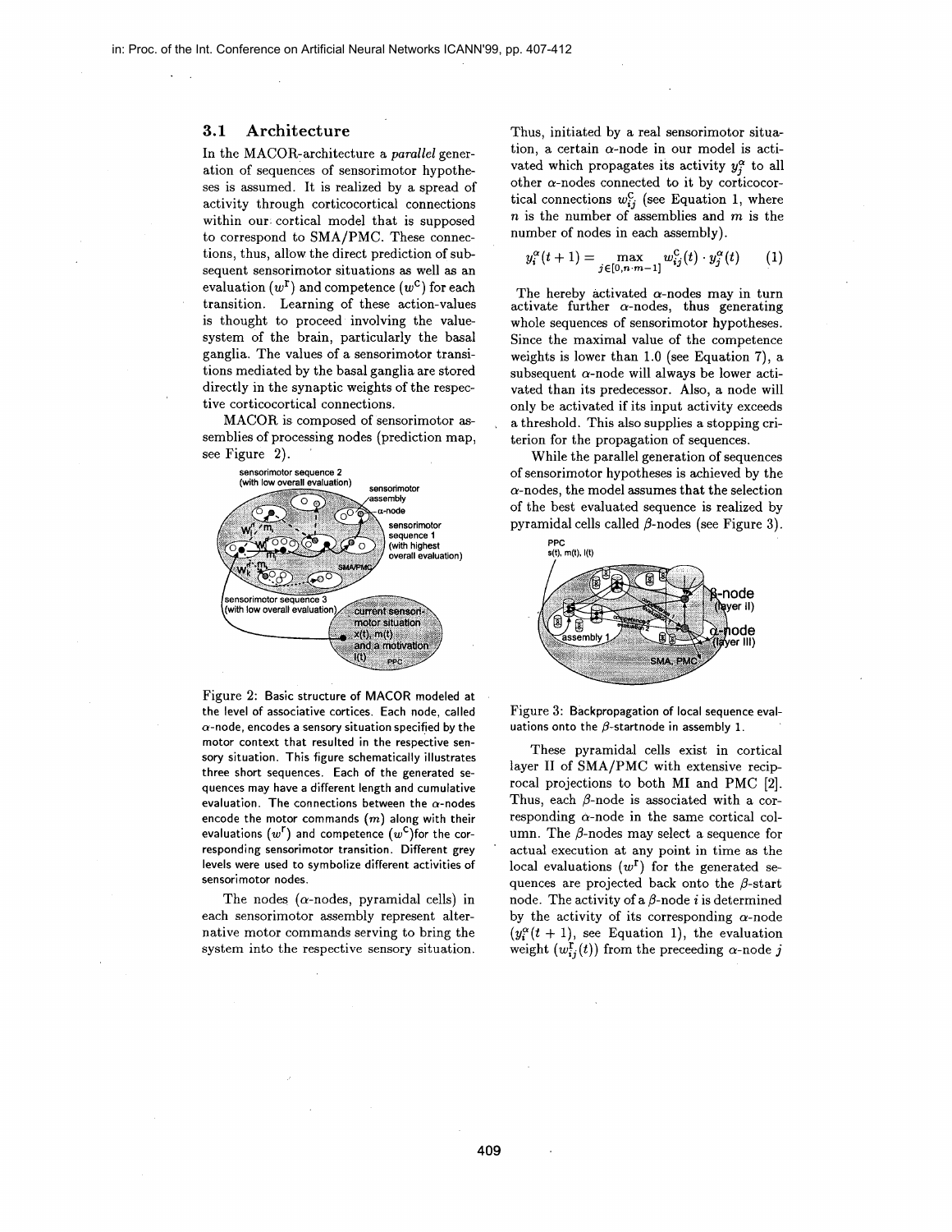### 3.1 Architecture

In the MACOR-architecture a *parallel* generation of sequences of sensorimotor hypotheses is assumed. It is realized by a spread of activity through corticocortical connections within our cortical model that is supposed to correspond to SMA/PMC. These connections, thus, allow the direct prediction of subsequent sensorimotor situations as well as an evaluation ($w^{\mathrm{r}}$) and competence ($w^{\mathrm{c}}$) for each transition. Learning of these action-values is thought to proceed involving the value-system of the brain, particularly the basal ganglia. The values of a sensorimotor transitions mediated by the basal ganglia are stored directly in the synaptic weights of the respective corticocortical connections.

MACOR is composed of sensorimotor assemblies of processing nodes (prediction map, see Figure 2).

Figure 2: Basic structure of MACOR modeled at the level of associative cortices. Each node, called $\alpha$-node, encodes a sensory situation specified by the motor context that resulted in the respective sensory situation. This figure schematically illustrates three short sequences. Each of the generated sequences may have a different length and cumulative evaluation. The connections between the $\alpha$-nodes encode the motor commands ($m$) along with their evaluations ($w^{\mathrm{r}}$) and competence ($w^{\mathrm{c}}$)for the corresponding sensorimotor transition. Different grey levels were used to symbolize different activities of sensorimotor nodes.

The nodes ($\alpha$-nodes, pyramidal cells) in each sensorimotor assembly represent alternative motor commands serving to bring the system into the respective sensory situation. Thus, initiated by a real sensorimotor situation, a certain $\alpha$-node in our model is activated which propagates its activity $y_j^\alpha$ to all other $\alpha$-nodes connected to it by corticocortical connections $w_{ij}^{\mathrm{c}}$ (see Equation 1, where $n$ is the number of assemblies and $m$ is the number of nodes in each assembly).

$$y_i^\alpha(t+1) = \max_{j \in [0, n \cdot m - 1]} w_{ij}^{\mathrm{c}}(t) \cdot y_j^\alpha(t) \qquad (1)$$

The hereby activated $\alpha$-nodes may in turn activate further $\alpha$-nodes, thus generating whole sequences of sensorimotor hypotheses. Since the maximal value of the competence weights is lower than 1.0 (see Equation 7), a subsequent $\alpha$-node will always be lower activated than its predecessor. Also, a node will only be activated if its input activity exceeds a threshold. This also supplies a stopping criterion for the propagation of sequences.

While the parallel generation of sequences of sensorimotor hypotheses is achieved by the $\alpha$-nodes, the model assumes that the selection of the best evaluated sequence is realized by pyramidal cells called $\beta$-nodes (see Figure 3).

Figure 3: Backpropagation of local sequence evaluations onto the $\beta$-startnode in assembly 1.

These pyramidal cells exist in cortical layer II of SMA/PMC with extensive reciprocal projections to both MI and PMC [2]. Thus, each $\beta$-node is associated with a corresponding $\alpha$-node in the same cortical column. The $\beta$-nodes may select a sequence for actual execution at any point in time as the local evaluations ($w^{\mathrm{r}}$) for the generated sequences are projected back onto the $\beta$-start node. The activity of a $\beta$-node $i$ is determined by the activity of its corresponding $\alpha$-node ($y_i^\alpha(t+1)$, see Equation 1), the evaluation weight ($w_{ij}^{\mathrm{r}}(t)$) from the preceeding $\alpha$-node $j$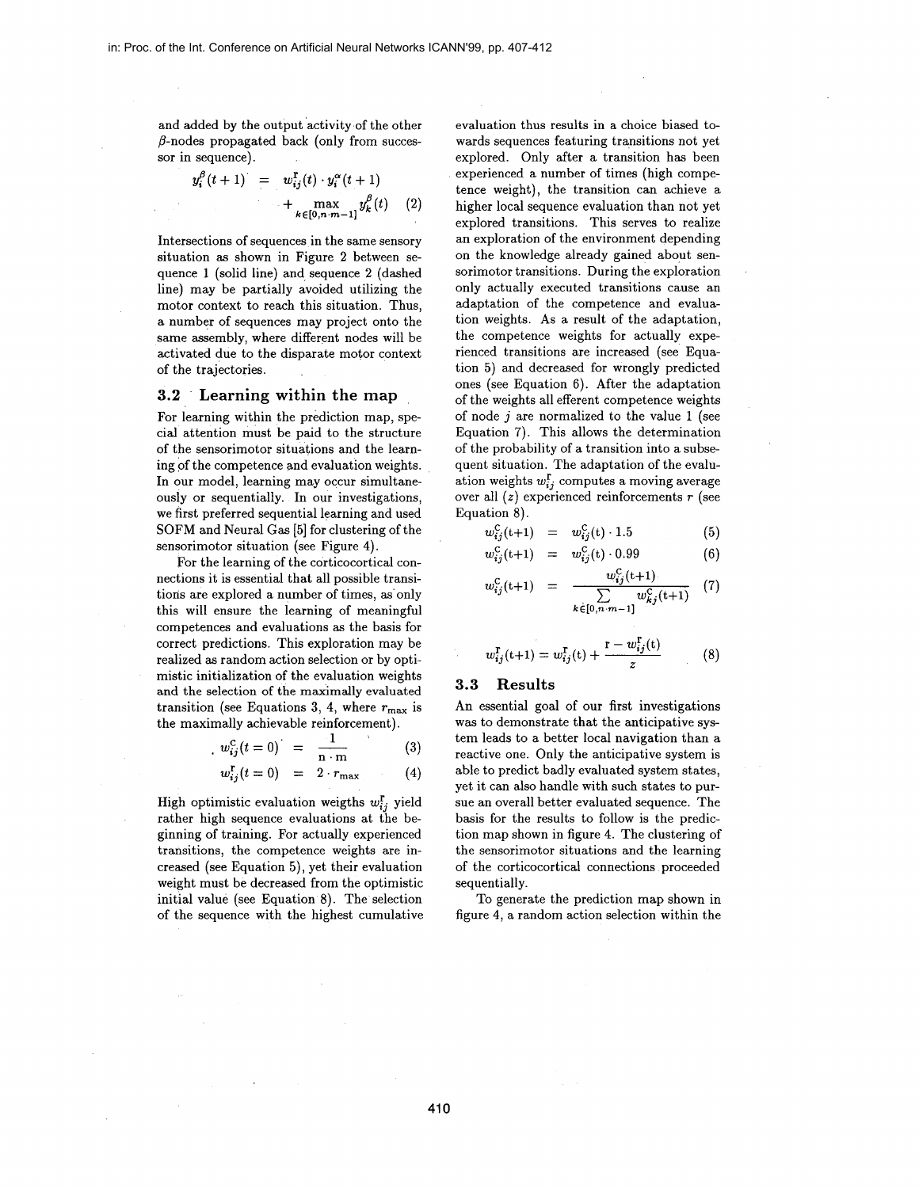and added by the output activity of the other $\beta$-nodes propagated back (only from successor in sequence).

$$y_i^\beta(t+1) = w_{ij}^{\text{r}}(t) \cdot y_i^\alpha(t+1) + \max_{k \in [0, n \cdot m-1]} y_k^\beta(t) \quad (2)$$

Intersections of sequences in the same sensory situation as shown in Figure 2 between sequence 1 (solid line) and sequence 2 (dashed line) may be partially avoided utilizing the motor context to reach this situation. Thus, a number of sequences may project onto the same assembly, where different nodes will be activated due to the disparate motor context of the trajectories.

### 3.2 Learning within the map

For learning within the prediction map, special attention must be paid to the structure of the sensorimotor situations and the learning of the competence and evaluation weights. In our model, learning may occur simultaneously or sequentially. In our investigations, we first preferred sequential learning and used SOFM and Neural Gas [5] for clustering of the sensorimotor situation (see Figure 4).

For the learning of the corticocortical connections it is essential that all possible transitions are explored a number of times, as only this will ensure the learning of meaningful competences and evaluations as the basis for correct predictions. This exploration may be realized as random action selection or by optimistic initialization of the evaluation weights and the selection of the maximally evaluated transition (see Equations 3, 4, where $r_{\max}$ is the maximally achievable reinforcement).

$$w_{ij}^{\text{c}}(t=0) = \frac{1}{\text{n} \cdot \text{m}} \quad (3)$$

$$w_{ij}^{\text{r}}(t=0) = 2 \cdot r_{\max} \quad (4)$$

High optimistic evaluation weigths $w_{ij}^{\text{r}}$ yield rather high sequence evaluations at the beginning of training. For actually experienced transitions, the competence weights are increased (see Equation 5), yet their evaluation weight must be decreased from the optimistic initial value (see Equation 8). The selection of the sequence with the highest cumulative evaluation thus results in a choice biased towards sequences featuring transitions not yet explored. Only after a transition has been experienced a number of times (high competence weight), the transition can achieve a higher local sequence evaluation than not yet explored transitions. This serves to realize an exploration of the environment depending on the knowledge already gained about sensorimotor transitions. During the exploration only actually executed transitions cause an adaptation of the competence and evaluation weights. As a result of the adaptation, the competence weights for actually experienced transitions are increased (see Equation 5) and decreased for wrongly predicted ones (see Equation 6). After the adaptation of the weights all efferent competence weights of node $j$ are normalized to the value 1 (see Equation 7). This allows the determination of the probability of a transition into a subsequent situation. The adaptation of the evaluation weights $w_{ij}^{\text{r}}$ computes a moving average over all ($z$) experienced reinforcements $r$ (see Equation 8).

$$w_{ij}^{\text{c}}(\text{t}+1) = w_{ij}^{\text{c}}(\text{t}) \cdot 1.5 \quad (5)$$

$$w_{ij}^{\text{c}}(\text{t}+1) = w_{ij}^{\text{c}}(\text{t}) \cdot 0.99 \quad (6)$$

$$w_{ij}^{\text{c}}(\text{t}+1) = \frac{w_{ij}^{\text{c}}(\text{t}+1)}{\sum_{k \in [0, n \cdot m-1]} w_{kj}^{\text{c}}(\text{t}+1)} \quad (7)$$

$$w_{ij}^{\text{r}}(\text{t}+1) = w_{ij}^{\text{r}}(\text{t}) + \frac{\text{r} - w_{ij}^{\text{r}}(\text{t})}{z} \quad (8)$$

### 3.3 Results

An essential goal of our first investigations was to demonstrate that the anticipative system leads to a better local navigation than a reactive one. Only the anticipative system is able to predict badly evaluated system states, yet it can also handle with such states to pursue an overall better evaluated sequence. The basis for the results to follow is the prediction map shown in figure 4. The clustering of the sensorimotor situations and the learning of the corticocortical connections proceeded sequentially.

To generate the prediction map shown in figure 4, a random action selection within the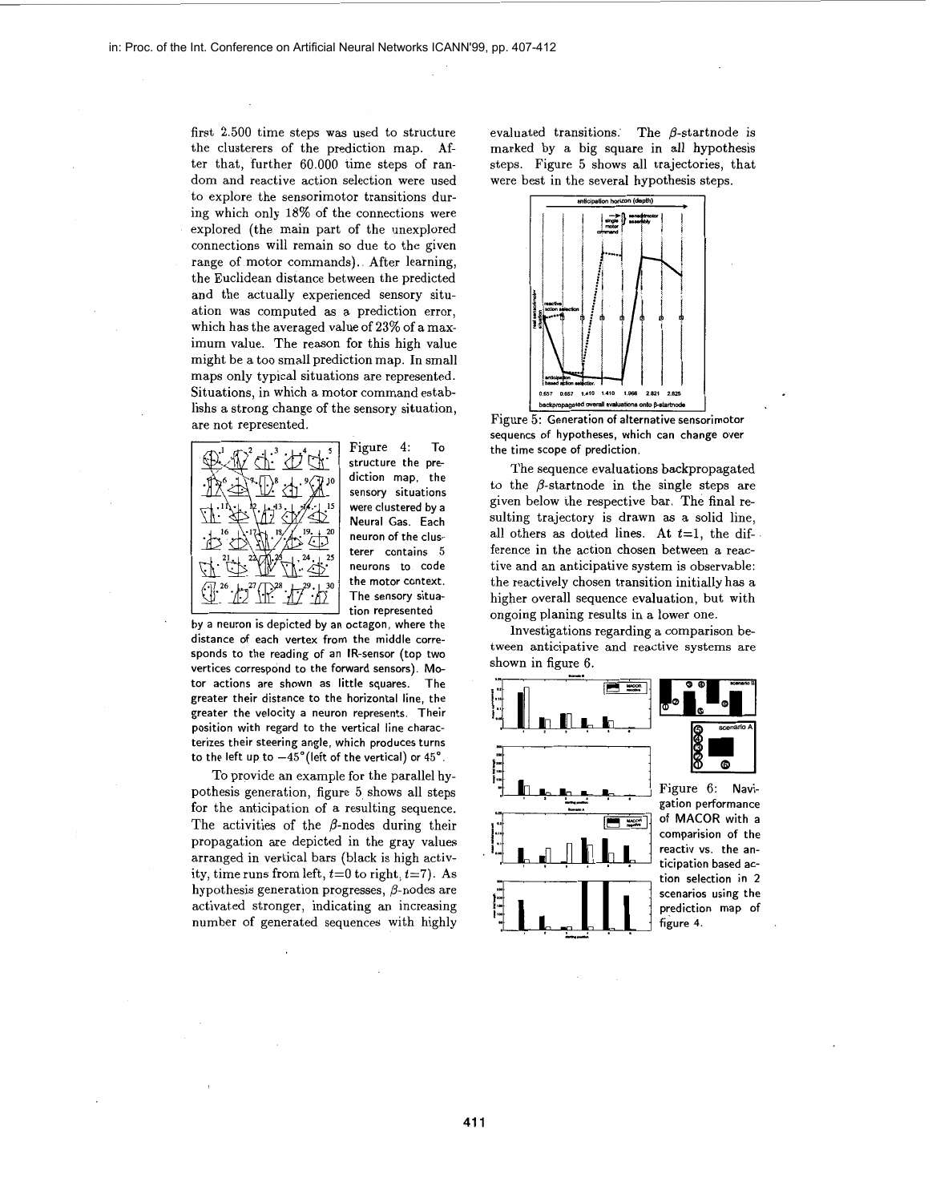first 2.500 time steps was used to structure the clusterers of the prediction map. After that, further 60.000 time steps of random and reactive action selection were used to explore the sensorimotor transitions during which only 18% of the connections were explored (the main part of the unexplored connections will remain so due to the given range of motor commands). After learning, the Euclidean distance between the predicted and the actually experienced sensory situation was computed as a prediction error, which has the averaged value of 23% of a maximum value. The reason for this high value might be a too small prediction map. In small maps only typical situations are represented. Situations, in which a motor command establishes a strong change of the sensory situation, are not represented.

Figure 4: To structure the prediction map, the sensory situations were clustered by a Neural Gas. Each neuron of the clusterer contains 5 neurons to code the motor context. The sensory situation represented by a neuron is depicted by an octagon, where the distance of each vertex from the middle corresponds to the reading of an IR-sensor (top two vertices correspond to the forward sensors). Motor actions are shown as little squares. The greater their distance to the horizontal line, the greater the velocity a neuron represents. Their position with regard to the vertical line characterizes their steering angle, which produces turns to the left up to $-45°$ (left of the vertical) or $45°$.

To provide an example for the parallel hypothesis generation, figure 5 shows all steps for the anticipation of a resulting sequence. The activities of the $\beta$-nodes during their propagation are depicted in the gray values arranged in vertical bars (black is high activity, time runs from left, $t$=0 to right, $t$=7). As hypothesis generation progresses, $\beta$-nodes are activated stronger, indicating an increasing number of generated sequences with highly evaluated transitions. The $\beta$-startnode is marked by a big square in all hypothesis steps. Figure 5 shows all trajectories, that were best in the several hypothesis steps.

Figure 5: Generation of alternative sensorimotor sequencs of hypotheses, which can change over the time scope of prediction.

The sequence evaluations backpropagated to the $\beta$-startnode in the single steps are given below the respective bar. The final resulting trajectory is drawn as a solid line, all others as dotted lines. At $t$=1, the difference in the action chosen between a reactive and an anticipative system is observable: the reactively chosen transition initially has a higher overall sequence evaluation, but with ongoing planing results in a lower one.

Investigations regarding a comparison between anticipative and reactive systems are shown in figure 6.

Figure 6: Navigation performance of MACOR with a comparision of the reactiv vs. the anticipation based action selection in 2 scenarios using the prediction map of figure 4.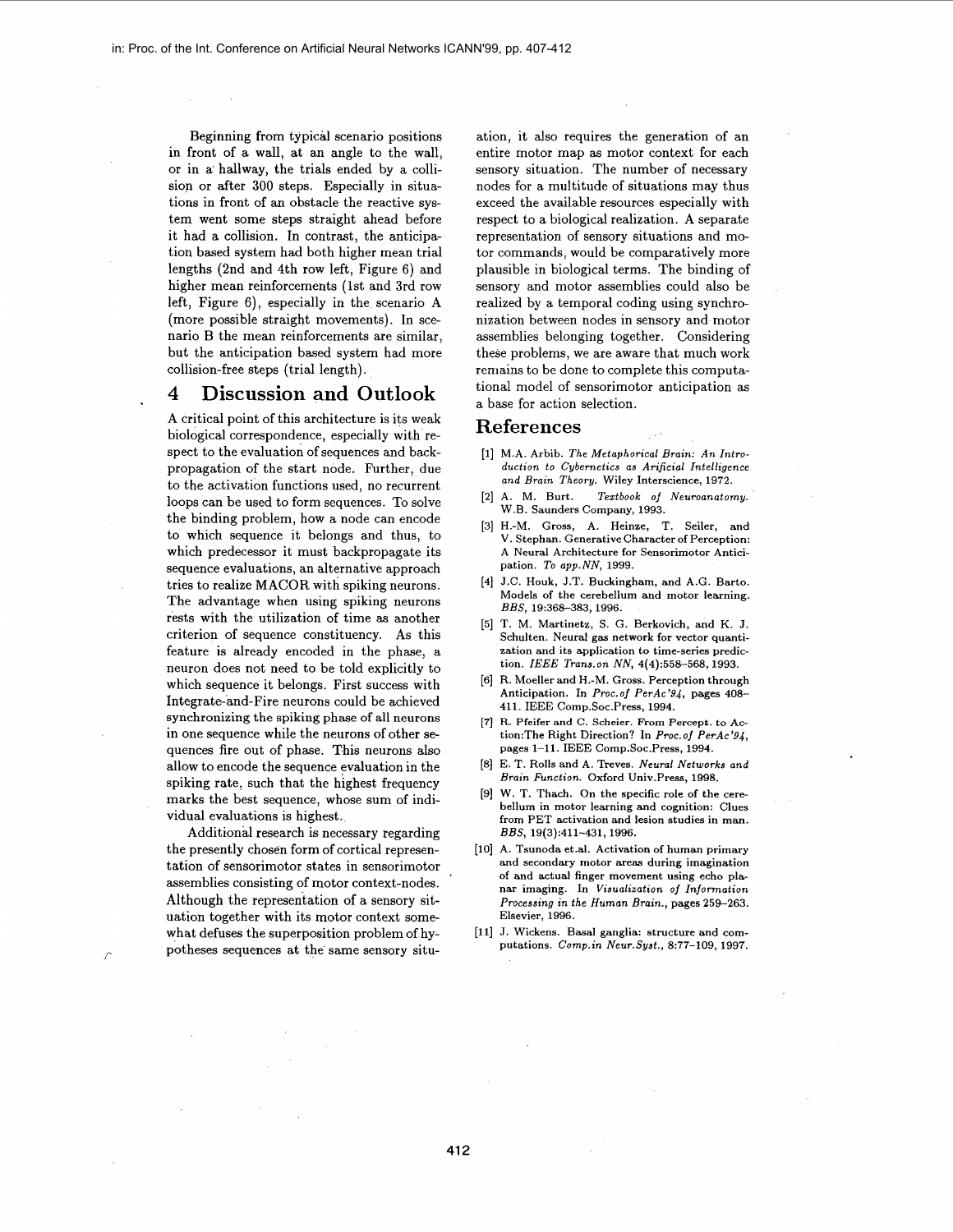Beginning from typical scenario positions in front of a wall, at an angle to the wall, or in a hallway, the trials ended by a collision or after 300 steps. Especially in situations in front of an obstacle the reactive system went some steps straight ahead before it had a collision. In contrast, the anticipation based system had both higher mean trial lengths (2nd and 4th row left, Figure 6) and higher mean reinforcements (1st and 3rd row left, Figure 6), especially in the scenario A (more possible straight movements). In scenario B the mean reinforcements are similar, but the anticipation based system had more collision-free steps (trial length).

## 4 Discussion and Outlook

A critical point of this architecture is its weak biological correspondence, especially with respect to the evaluation of sequences and backpropagation of the start node. Further, due to the activation functions used, no recurrent loops can be used to form sequences. To solve the binding problem, how a node can encode to which sequence it belongs and thus, to which predecessor it must backpropagate its sequence evaluations, an alternative approach tries to realize MACOR with spiking neurons. The advantage when using spiking neurons rests with the utilization of time as another criterion of sequence constituency. As this feature is already encoded in the phase, a neuron does not need to be told explicitly to which sequence it belongs. First success with Integrate-and-Fire neurons could be achieved synchronizing the spiking phase of all neurons in one sequence while the neurons of other sequences fire out of phase. This neurons also allow to encode the sequence evaluation in the spiking rate, such that the highest frequency marks the best sequence, whose sum of individual evaluations is highest.

Additional research is necessary regarding the presently chosen form of cortical representation of sensorimotor states in sensorimotor assemblies consisting of motor context-nodes. Although the representation of a sensory situation together with its motor context somewhat defuses the superposition problem of hypotheses sequences at the same sensory situation, it also requires the generation of an entire motor map as motor context for each sensory situation. The number of necessary nodes for a multitude of situations may thus exceed the available resources especially with respect to a biological realization. A separate representation of sensory situations and motor commands, would be comparatively more plausible in biological terms. The binding of sensory and motor assemblies could also be realized by a temporal coding using synchronization between nodes in sensory and motor assemblies belonging together. Considering these problems, we are aware that much work remains to be done to complete this computational model of sensorimotor anticipation as a base for action selection.

## References

[1] M.A. Arbib. *The Metaphorical Brain: An Introduction to Cybernetics as Arificial Intelligence and Brain Theory.* Wiley Interscience, 1972.

[2] A. M. Burt. *Textbook of Neuroanatomy.* W.B. Saunders Company, 1993.

[3] H.-M. Gross, A. Heinze, T. Seiler, and V. Stephan. Generative Character of Perception: A Neural Architecture for Sensorimotor Anticipation. *To app.NN*, 1999.

[4] J.C. Houk, J.T. Buckingham, and A.G. Barto. Models of the cerebellum and motor learning. *BBS*, 19:368–383, 1996.

[5] T. M. Martinetz, S. G. Berkovich, and K. J. Schulten. Neural gas network for vector quantization and its application to time-series prediction. *IEEE Trans.on NN*, 4(4):558–568, 1993.

[6] R. Moeller and H.-M. Gross. Perception through Anticipation. In *Proc.of PerAc'94*, pages 408–411. IEEE Comp.Soc.Press, 1994.

[7] R. Pfeifer and C. Scheier. From Percept. to Action:The Right Direction? In *Proc.of PerAc'94*, pages 1–11. IEEE Comp.Soc.Press, 1994.

[8] E. T. Rolls and A. Treves. *Neural Networks and Brain Function.* Oxford Univ.Press, 1998.

[9] W. T. Thach. On the specific role of the cerebellum in motor learning and cognition: Clues from PET activation and lesion studies in man. *BBS*, 19(3):411–431, 1996.

[10] A. Tsunoda et.al. Activation of human primary and secondary motor areas during imagination of and actual finger movement using echo planar imaging. In *Visualization of Information Processing in the Human Brain.*, pages 259–263. Elsevier, 1996.

[11] J. Wickens. Basal ganglia: structure and computations. *Comp.in Neur.Syst.*, 8:77–109, 1997.